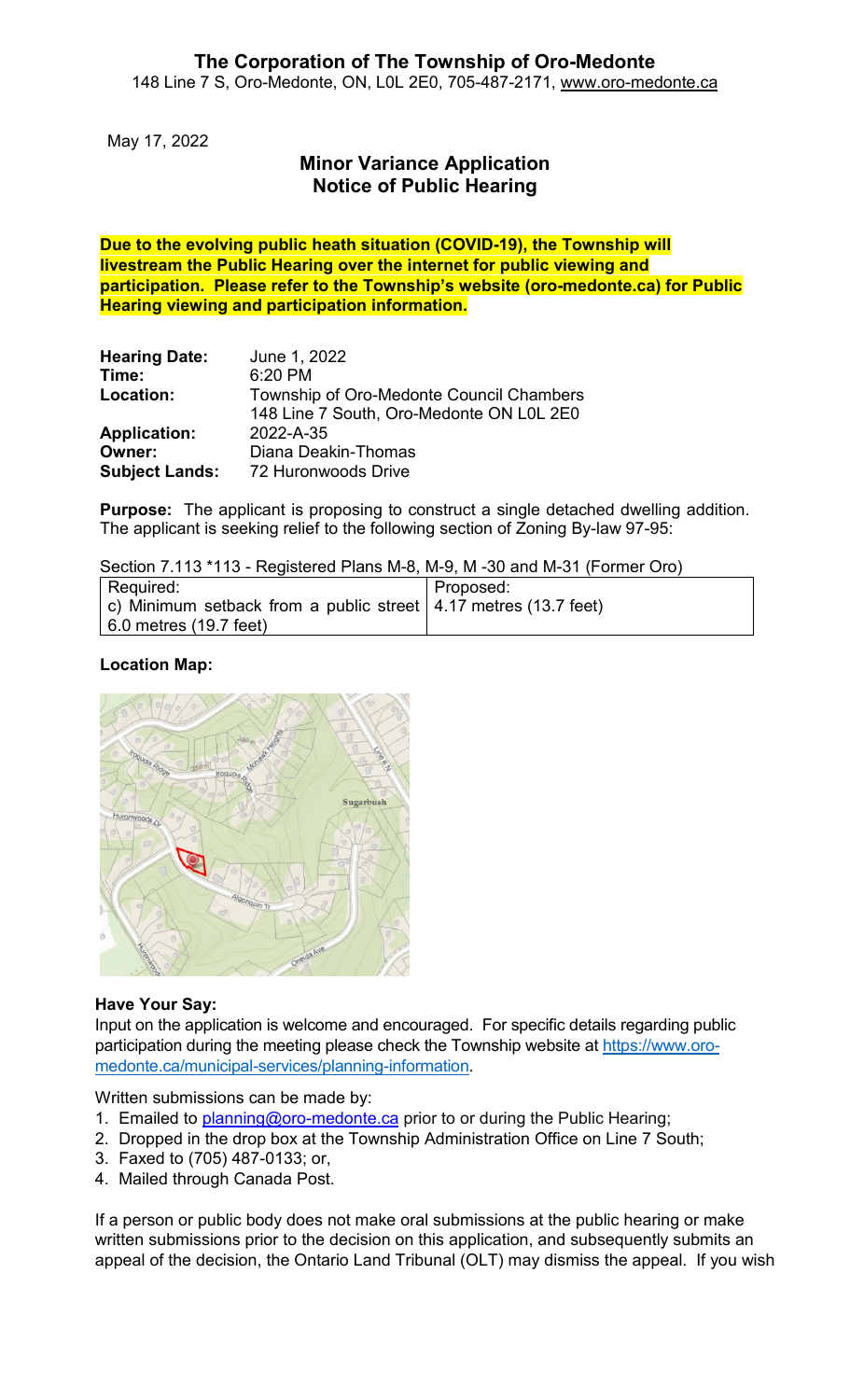# The Corporation of The Township of Oro-Medonte

148 Line 7 S, Oro-Medonte, ON, L0L 2E0, 705-487-2171, www.oro-medonte.ca

May 17, 2022

## Minor Variance Application
## Notice of Public Hearing

**Due to the evolving public heath situation (COVID-19), the Township will livestream the Public Hearing over the internet for public viewing and participation. Please refer to the Township's website (oro-medonte.ca) for Public Hearing viewing and participation information.**

| | |
|---|---|
| **Hearing Date:** | June 1, 2022 |
| **Time:** | 6:20 PM |
| **Location:** | Township of Oro-Medonte Council Chambers<br>148 Line 7 South, Oro-Medonte ON L0L 2E0 |
| **Application:** | 2022-A-35 |
| **Owner:** | Diana Deakin-Thomas |
| **Subject Lands:** | 72 Huronwoods Drive |

**Purpose:** The applicant is proposing to construct a single detached dwelling addition. The applicant is seeking relief to the following section of Zoning By-law 97-95:

Section 7.113 *113 - Registered Plans M-8, M-9, M -30 and M-31 (Former Oro)

| Required: | Proposed: |
|---|---|
| c) Minimum setback from a public street 6.0 metres (19.7 feet) | 4.17 metres (13.7 feet) |

**Location Map:**

**Have Your Say:**

Input on the application is welcome and encouraged. For specific details regarding public participation during the meeting please check the Township website at https://www.oro-medonte.ca/municipal-services/planning-information.

Written submissions can be made by:

1. Emailed to planning@oro-medonte.ca prior to or during the Public Hearing;
2. Dropped in the drop box at the Township Administration Office on Line 7 South;
3. Faxed to (705) 487-0133; or,
4. Mailed through Canada Post.

If a person or public body does not make oral submissions at the public hearing or make written submissions prior to the decision on this application, and subsequently submits an appeal of the decision, the Ontario Land Tribunal (OLT) may dismiss the appeal. If you wish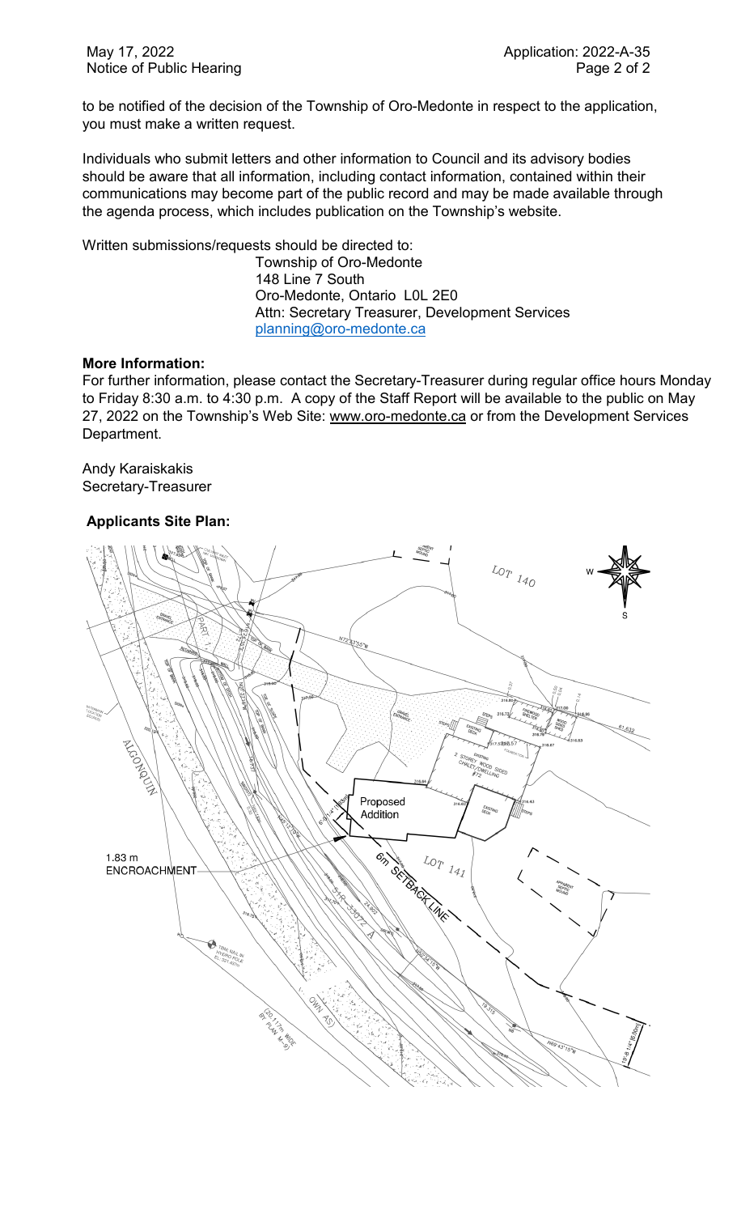to be notified of the decision of the Township of Oro-Medonte in respect to the application, you must make a written request.

Individuals who submit letters and other information to Council and its advisory bodies should be aware that all information, including contact information, contained within their communications may become part of the public record and may be made available through the agenda process, which includes publication on the Township's website.

Written submissions/requests should be directed to:

Township of Oro-Medonte
148 Line 7 South
Oro-Medonte, Ontario L0L 2E0
Attn: Secretary Treasurer, Development Services
planning@oro-medonte.ca

**More Information:**

For further information, please contact the Secretary-Treasurer during regular office hours Monday to Friday 8:30 a.m. to 4:30 p.m. A copy of the Staff Report will be available to the public on May 27, 2022 on the Township's Web Site: www.oro-medonte.ca or from the Development Services Department.

Andy Karaiskakis
Secretary-Treasurer

**Applicants Site Plan:**

LOT 140

LOT 141

Proposed Addition

1.83 m ENCROACHMENT

6m SETBACK LINE

ALGONQUIN

2 STOREY WOOD SIDED CHALET/DWELLING #72

EXISTING DECK